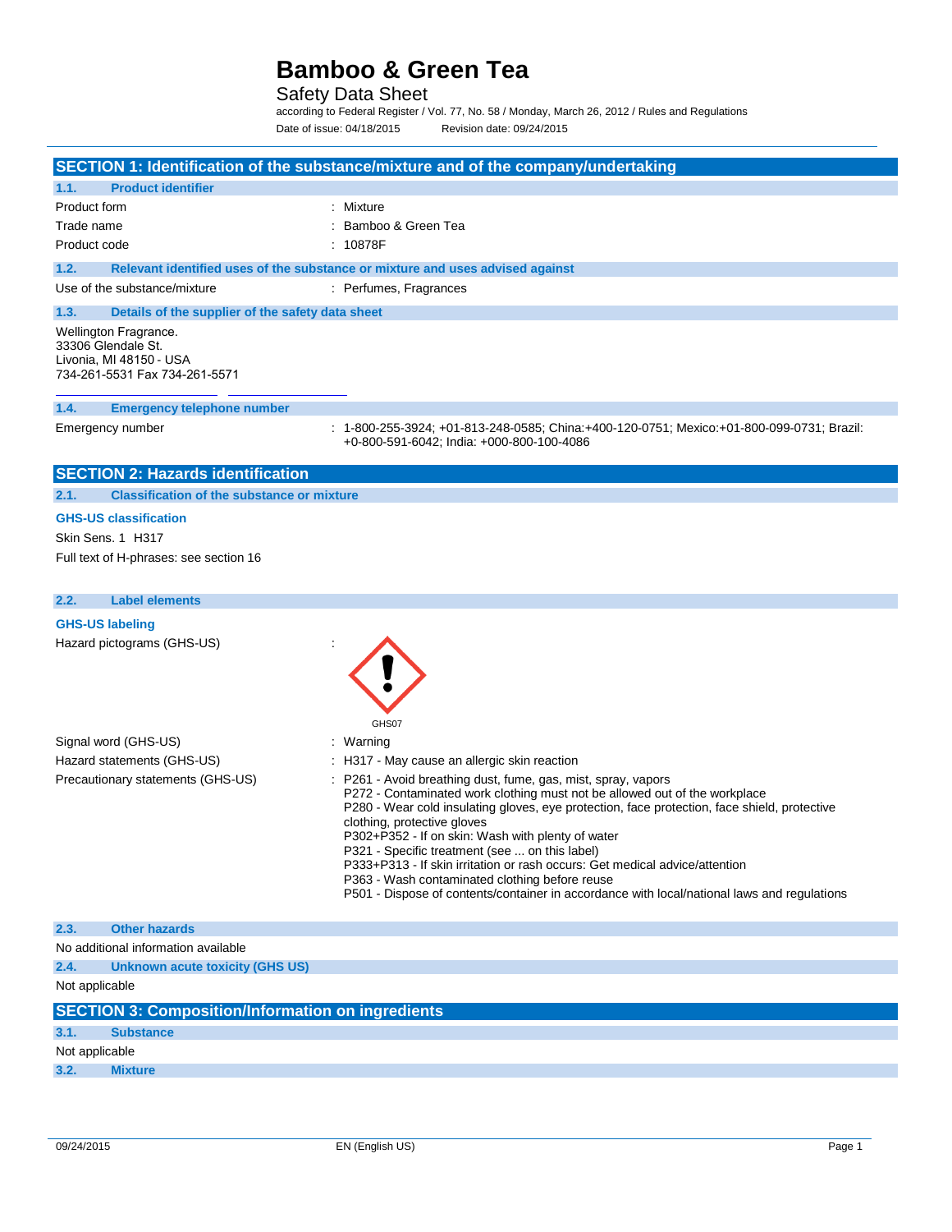# Bamboo & Green Tea

Safety Data Sheet

according to Federal Register / Vol. 77, No. 58 / Monday, March 26, 2012 / Rules and Regulations

Date of issue: 04/18/2015 Revision date: 09/24/2015

## SECTION 1: Identification of the substance/mixture and of the company/undertaking

### 1.1. Product identifier

Product form : Mixture

Trade name : Bamboo & Green Tea

Product code : 10878F

### 1.2. Relevant identified uses of the substance or mixture and uses advised against

Use of the substance/mixture : Perfumes, Fragrances

### 1.3. Details of the supplier of the safety data sheet

Wellington Fragrance.
33306 Glendale St.
Livonia, MI 48150 - USA
734-261-5531 Fax 734-261-5571

### 1.4. Emergency telephone number

Emergency number : 1-800-255-3924; +01-813-248-0585; China:+400-120-0751; Mexico:+01-800-099-0731; Brazil: +0-800-591-6042; India: +000-800-100-4086

## SECTION 2: Hazards identification

### 2.1. Classification of the substance or mixture

**GHS-US classification**

Skin Sens. 1 H317

Full text of H-phrases: see section 16

### 2.2. Label elements

**GHS-US labeling**

Hazard pictograms (GHS-US) :

GHS07

Signal word (GHS-US) : Warning

Hazard statements (GHS-US) : H317 - May cause an allergic skin reaction

Precautionary statements (GHS-US) :
P261 - Avoid breathing dust, fume, gas, mist, spray, vapors
P272 - Contaminated work clothing must not be allowed out of the workplace
P280 - Wear cold insulating gloves, eye protection, face protection, face shield, protective clothing, protective gloves
P302+P352 - If on skin: Wash with plenty of water
P321 - Specific treatment (see ... on this label)
P333+P313 - If skin irritation or rash occurs: Get medical advice/attention
P363 - Wash contaminated clothing before reuse
P501 - Dispose of contents/container in accordance with local/national laws and regulations

### 2.3. Other hazards

No additional information available

### 2.4. Unknown acute toxicity (GHS US)

Not applicable

## SECTION 3: Composition/Information on ingredients

### 3.1. Substance

Not applicable

### 3.2. Mixture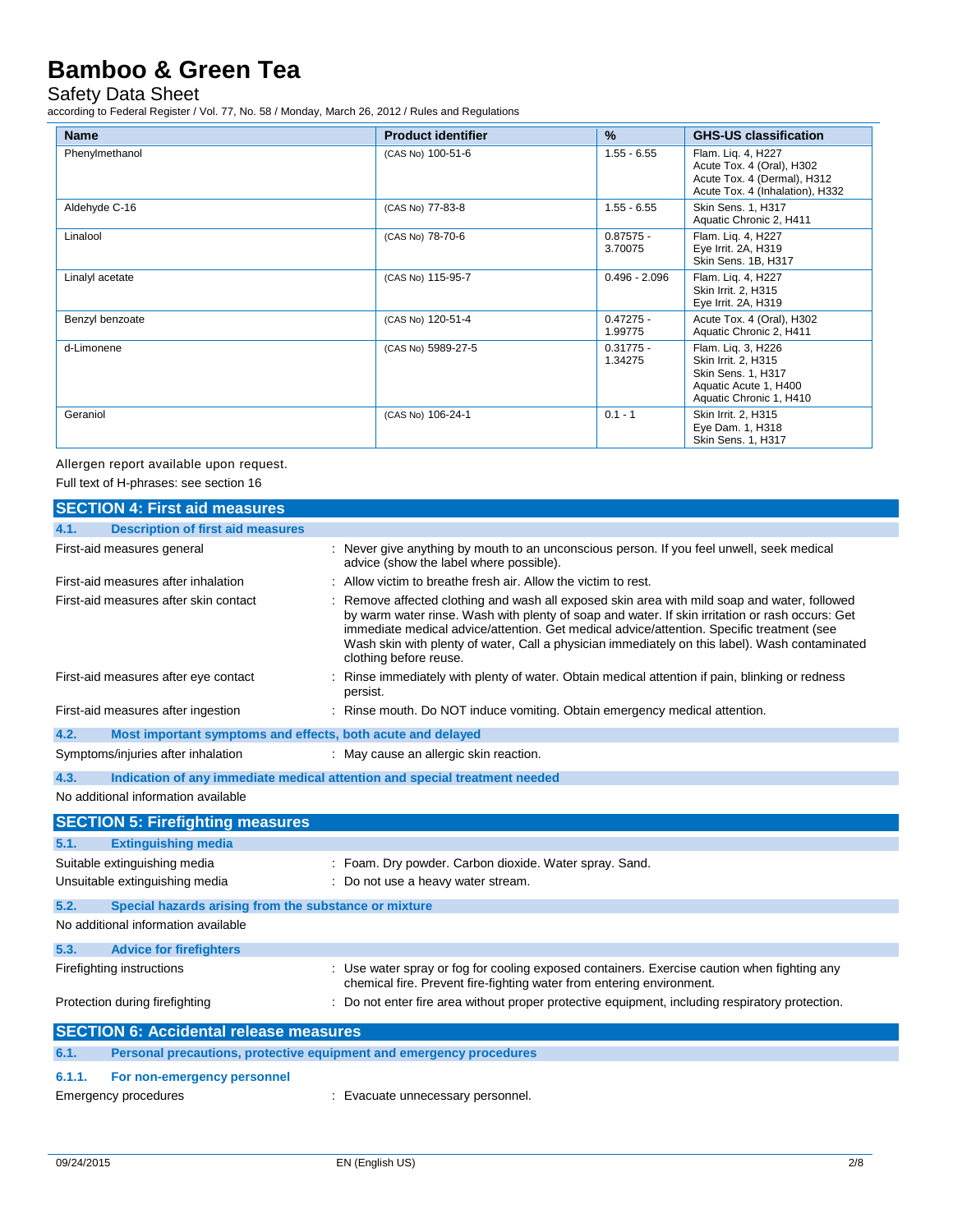| Name | Product identifier | % | GHS-US classification |
|---|---|---|---|
| Phenylmethanol | (CAS No) 100-51-6 | 1.55 - 6.55 | Flam. Liq. 4, H227<br>Acute Tox. 4 (Oral), H302<br>Acute Tox. 4 (Dermal), H312<br>Acute Tox. 4 (Inhalation), H332 |
| Aldehyde C-16 | (CAS No) 77-83-8 | 1.55 - 6.55 | Skin Sens. 1, H317<br>Aquatic Chronic 2, H411 |
| Linalool | (CAS No) 78-70-6 | 0.87575 - 3.70075 | Flam. Liq. 4, H227<br>Eye Irrit. 2A, H319<br>Skin Sens. 1B, H317 |
| Linalyl acetate | (CAS No) 115-95-7 | 0.496 - 2.096 | Flam. Liq. 4, H227<br>Skin Irrit. 2, H315<br>Eye Irrit. 2A, H319 |
| Benzyl benzoate | (CAS No) 120-51-4 | 0.47275 - 1.99775 | Acute Tox. 4 (Oral), H302<br>Aquatic Chronic 2, H411 |
| d-Limonene | (CAS No) 5989-27-5 | 0.31775 - 1.34275 | Flam. Liq. 3, H226<br>Skin Irrit. 2, H315<br>Skin Sens. 1, H317<br>Aquatic Acute 1, H400<br>Aquatic Chronic 1, H410 |
| Geraniol | (CAS No) 106-24-1 | 0.1 - 1 | Skin Irrit. 2, H315<br>Eye Dam. 1, H318<br>Skin Sens. 1, H317 |

Allergen report available upon request.

Full text of H-phrases: see section 16

## SECTION 4: First aid measures

### 4.1. Description of first aid measures

First-aid measures general : Never give anything by mouth to an unconscious person. If you feel unwell, seek medical advice (show the label where possible).

First-aid measures after inhalation : Allow victim to breathe fresh air. Allow the victim to rest.

First-aid measures after skin contact : Remove affected clothing and wash all exposed skin area with mild soap and water, followed by warm water rinse. Wash with plenty of soap and water. If skin irritation or rash occurs: Get immediate medical advice/attention. Get medical advice/attention. Specific treatment (see Wash skin with plenty of water, Call a physician immediately on this label). Wash contaminated clothing before reuse.

First-aid measures after eye contact : Rinse immediately with plenty of water. Obtain medical attention if pain, blinking or redness persist.

First-aid measures after ingestion : Rinse mouth. Do NOT induce vomiting. Obtain emergency medical attention.

### 4.2. Most important symptoms and effects, both acute and delayed

Symptoms/injuries after inhalation : May cause an allergic skin reaction.

### 4.3. Indication of any immediate medical attention and special treatment needed

No additional information available

## SECTION 5: Firefighting measures

### 5.1. Extinguishing media

Suitable extinguishing media : Foam. Dry powder. Carbon dioxide. Water spray. Sand.

Unsuitable extinguishing media : Do not use a heavy water stream.

### 5.2. Special hazards arising from the substance or mixture

No additional information available

### 5.3. Advice for firefighters

Firefighting instructions : Use water spray or fog for cooling exposed containers. Exercise caution when fighting any chemical fire. Prevent fire-fighting water from entering environment.

Protection during firefighting : Do not enter fire area without proper protective equipment, including respiratory protection.

## SECTION 6: Accidental release measures

### 6.1. Personal precautions, protective equipment and emergency procedures

#### 6.1.1. For non-emergency personnel

Emergency procedures : Evacuate unnecessary personnel.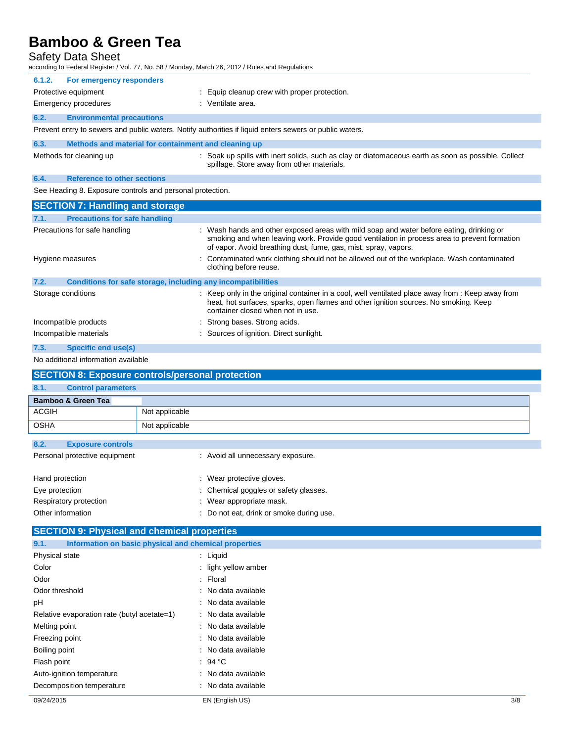#### 6.1.2. For emergency responders

Protective equipment : Equip cleanup crew with proper protection.

Emergency procedures : Ventilate area.

### 6.2. Environmental precautions

Prevent entry to sewers and public waters. Notify authorities if liquid enters sewers or public waters.

### 6.3. Methods and material for containment and cleaning up

Methods for cleaning up : Soak up spills with inert solids, such as clay or diatomaceous earth as soon as possible. Collect spillage. Store away from other materials.

### 6.4. Reference to other sections

See Heading 8. Exposure controls and personal protection.

## SECTION 7: Handling and storage

### 7.1. Precautions for safe handling

Precautions for safe handling : Wash hands and other exposed areas with mild soap and water before eating, drinking or smoking and when leaving work. Provide good ventilation in process area to prevent formation of vapor. Avoid breathing dust, fume, gas, mist, spray, vapors.

Hygiene measures : Contaminated work clothing should not be allowed out of the workplace. Wash contaminated clothing before reuse.

### 7.2. Conditions for safe storage, including any incompatibilities

Storage conditions : Keep only in the original container in a cool, well ventilated place away from : Keep away from heat, hot surfaces, sparks, open flames and other ignition sources. No smoking. Keep container closed when not in use.

Incompatible products : Strong bases. Strong acids.

Incompatible materials : Sources of ignition. Direct sunlight.

### 7.3. Specific end use(s)

No additional information available

## SECTION 8: Exposure controls/personal protection

### 8.1. Control parameters

| Bamboo & Green Tea | |
|---|---|
| ACGIH | Not applicable |
| OSHA | Not applicable |

### 8.2. Exposure controls

Personal protective equipment : Avoid all unnecessary exposure.

Hand protection : Wear protective gloves.

Eye protection : Chemical goggles or safety glasses.

Respiratory protection : Wear appropriate mask.

Other information : Do not eat, drink or smoke during use.

## SECTION 9: Physical and chemical properties

### 9.1. Information on basic physical and chemical properties

Physical state : Liquid

Color : light yellow amber

Odor : Floral

Odor threshold : No data available

pH : No data available

Relative evaporation rate (butyl acetate=1) : No data available

Melting point : No data available

Freezing point : No data available

Boiling point : No data available

Flash point : 94 °C

Auto-ignition temperature : No data available

Decomposition temperature : No data available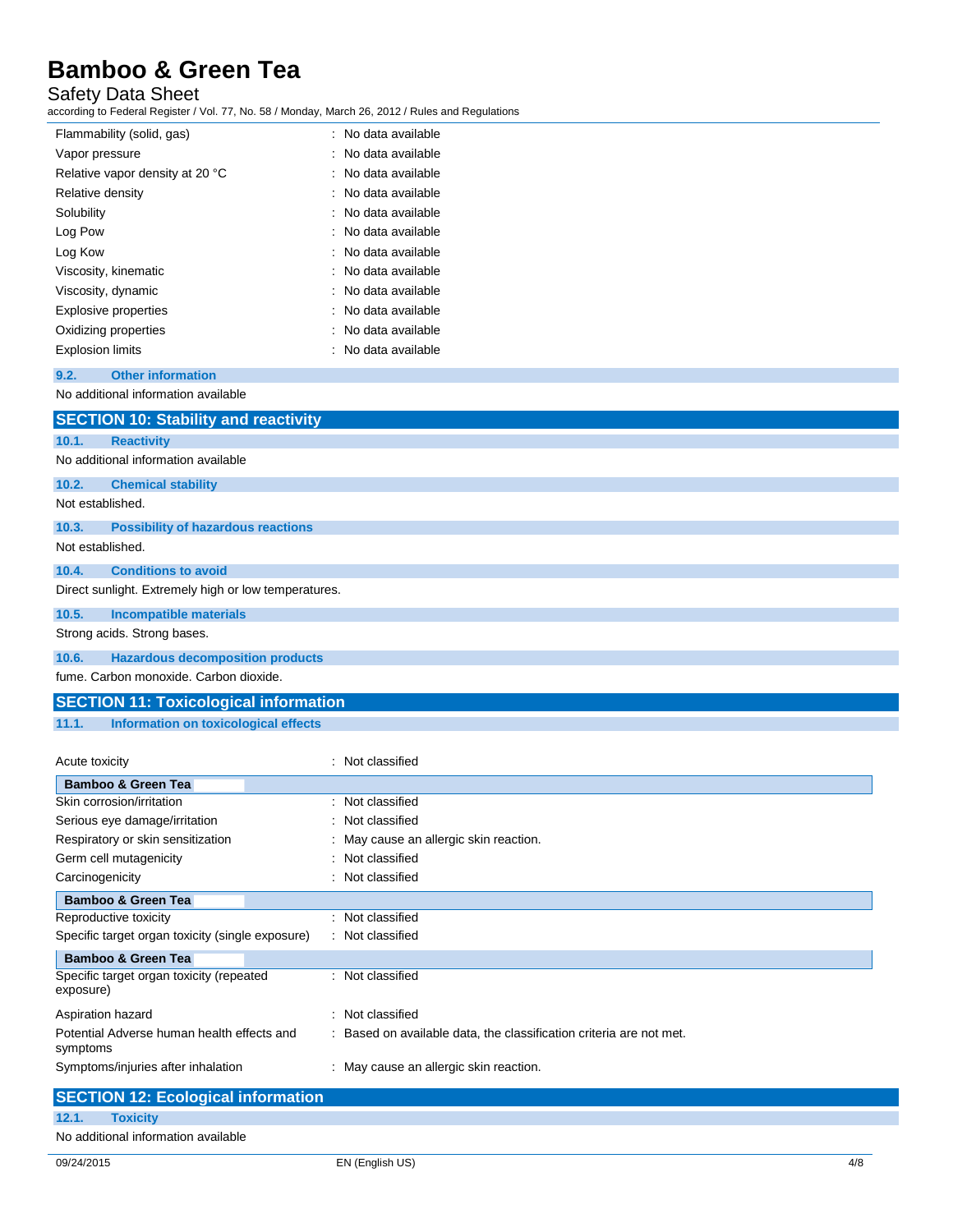| | |
|---|---|
| Flammability (solid, gas) | : No data available |
| Vapor pressure | : No data available |
| Relative vapor density at 20 °C | : No data available |
| Relative density | : No data available |
| Solubility | : No data available |
| Log Pow | : No data available |
| Log Kow | : No data available |
| Viscosity, kinematic | : No data available |
| Viscosity, dynamic | : No data available |
| Explosive properties | : No data available |
| Oxidizing properties | : No data available |
| Explosion limits | : No data available |

### 9.2. Other information

No additional information available

## SECTION 10: Stability and reactivity

### 10.1. Reactivity

No additional information available

### 10.2. Chemical stability

Not established.

### 10.3. Possibility of hazardous reactions

Not established.

### 10.4. Conditions to avoid

Direct sunlight. Extremely high or low temperatures.

### 10.5. Incompatible materials

Strong acids. Strong bases.

### 10.6. Hazardous decomposition products

fume. Carbon monoxide. Carbon dioxide.

## SECTION 11: Toxicological information

### 11.1. Information on toxicological effects

| | |
|---|---|
| Acute toxicity | : Not classified |

**Bamboo & Green Tea**

| | |
|---|---|
| Skin corrosion/irritation | : Not classified |
| Serious eye damage/irritation | : Not classified |
| Respiratory or skin sensitization | : May cause an allergic skin reaction. |
| Germ cell mutagenicity | : Not classified |
| Carcinogenicity | : Not classified |

**Bamboo & Green Tea**

| | |
|---|---|
| Reproductive toxicity | : Not classified |
| Specific target organ toxicity (single exposure) | : Not classified |

**Bamboo & Green Tea**

| | |
|---|---|
| Specific target organ toxicity (repeated exposure) | : Not classified |
| Aspiration hazard | : Not classified |
| Potential Adverse human health effects and symptoms | : Based on available data, the classification criteria are not met. |
| Symptoms/injuries after inhalation | : May cause an allergic skin reaction. |

## SECTION 12: Ecological information

### 12.1. Toxicity

No additional information available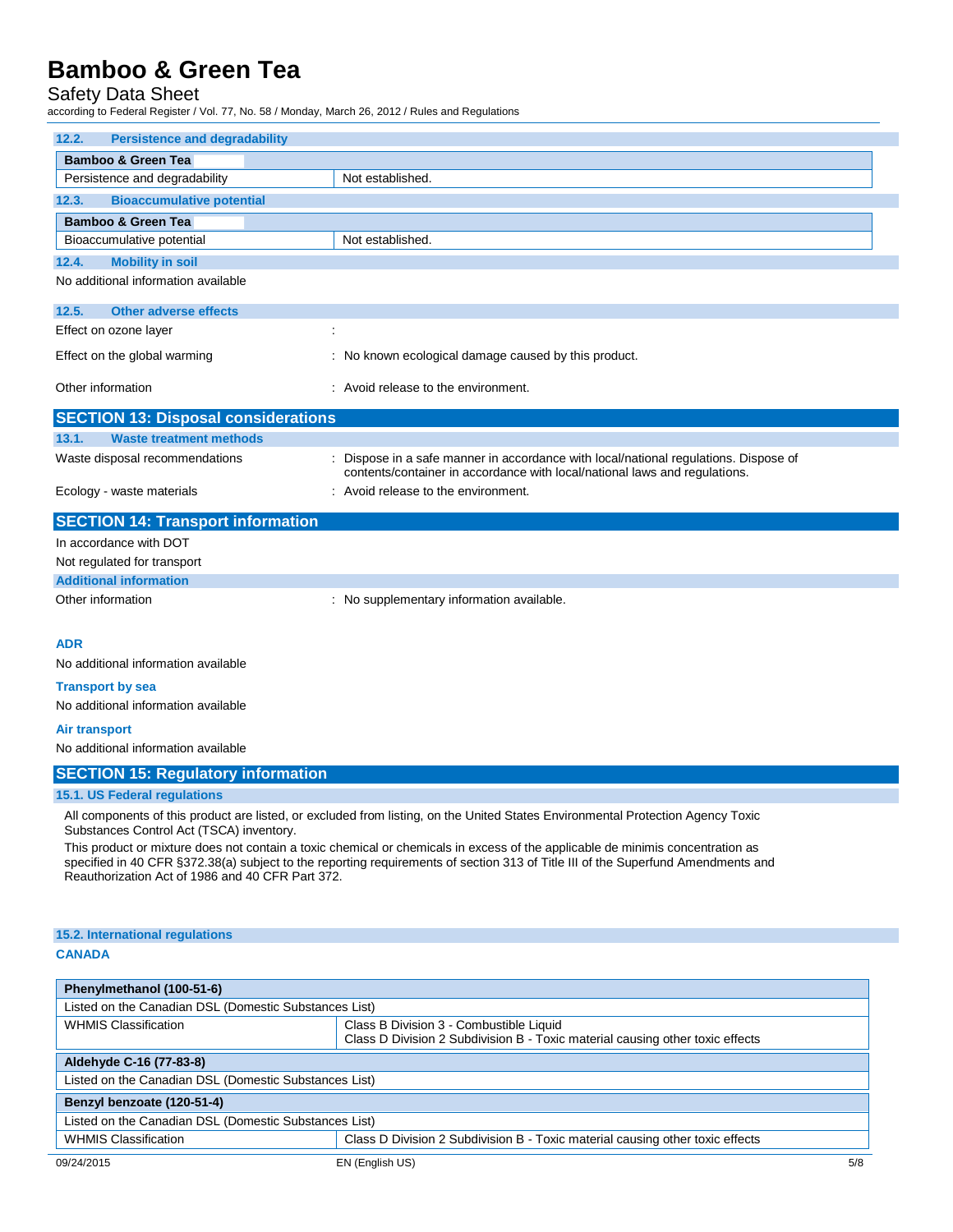### 12.2. Persistence and degradability

| Bamboo & Green Tea | |
|---|---|
| Persistence and degradability | Not established. |

### 12.3. Bioaccumulative potential

| Bamboo & Green Tea | |
|---|---|
| Bioaccumulative potential | Not established. |

### 12.4. Mobility in soil

No additional information available

### 12.5. Other adverse effects

Effect on ozone layer :

Effect on the global warming : No known ecological damage caused by this product.

Other information : Avoid release to the environment.

## SECTION 13: Disposal considerations

### 13.1. Waste treatment methods

Waste disposal recommendations : Dispose in a safe manner in accordance with local/national regulations. Dispose of contents/container in accordance with local/national laws and regulations.

Ecology - waste materials : Avoid release to the environment.

## SECTION 14: Transport information

In accordance with DOT

Not regulated for transport

### Additional information

Other information : No supplementary information available.

**ADR**

No additional information available

**Transport by sea**

No additional information available

**Air transport**

No additional information available

## SECTION 15: Regulatory information

### 15.1. US Federal regulations

All components of this product are listed, or excluded from listing, on the United States Environmental Protection Agency Toxic Substances Control Act (TSCA) inventory.

This product or mixture does not contain a toxic chemical or chemicals in excess of the applicable de minimis concentration as specified in 40 CFR §372.38(a) subject to the reporting requirements of section 313 of Title III of the Superfund Amendments and Reauthorization Act of 1986 and 40 CFR Part 372.

### 15.2. International regulations

**CANADA**

| Phenylmethanol (100-51-6) | |
|---|---|
| Listed on the Canadian DSL (Domestic Substances List) | |
| WHMIS Classification | Class B Division 3 - Combustible Liquid<br>Class D Division 2 Subdivision B - Toxic material causing other toxic effects |

| Aldehyde C-16 (77-83-8) |
|---|
| Listed on the Canadian DSL (Domestic Substances List) |

| Benzyl benzoate (120-51-4) | |
|---|---|
| Listed on the Canadian DSL (Domestic Substances List) | |
| WHMIS Classification | Class D Division 2 Subdivision B - Toxic material causing other toxic effects |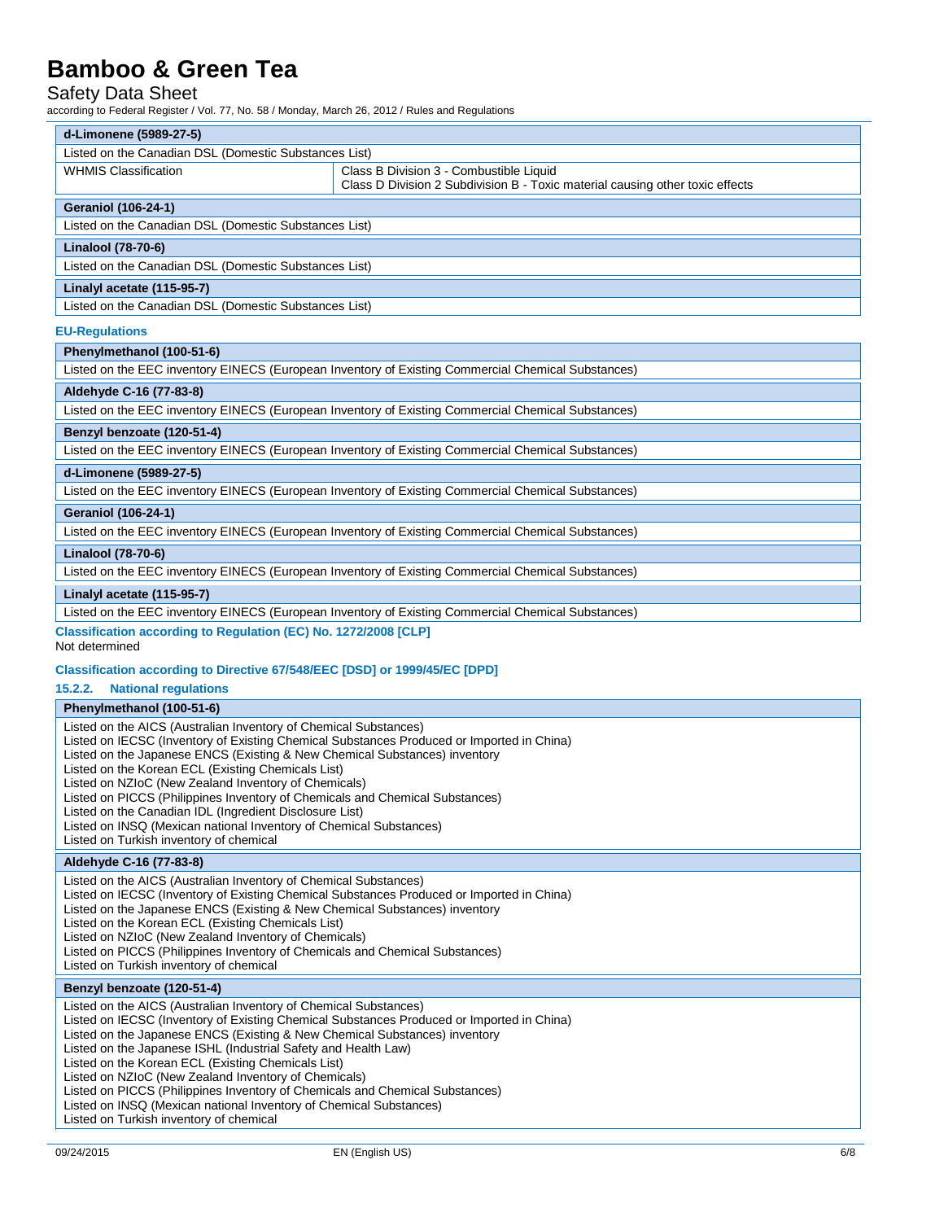| d-Limonene (5989-27-5) | |
|---|---|
| Listed on the Canadian DSL (Domestic Substances List) | |
| WHMIS Classification | Class B Division 3 - Combustible Liquid<br>Class D Division 2 Subdivision B - Toxic material causing other toxic effects |

| Geraniol (106-24-1) |
|---|
| Listed on the Canadian DSL (Domestic Substances List) |

| Linalool (78-70-6) |
|---|
| Listed on the Canadian DSL (Domestic Substances List) |

| Linalyl acetate (115-95-7) |
|---|
| Listed on the Canadian DSL (Domestic Substances List) |

**EU-Regulations**

| Phenylmethanol (100-51-6) |
|---|
| Listed on the EEC inventory EINECS (European Inventory of Existing Commercial Chemical Substances) |

| Aldehyde C-16 (77-83-8) |
|---|
| Listed on the EEC inventory EINECS (European Inventory of Existing Commercial Chemical Substances) |

| Benzyl benzoate (120-51-4) |
|---|
| Listed on the EEC inventory EINECS (European Inventory of Existing Commercial Chemical Substances) |

| d-Limonene (5989-27-5) |
|---|
| Listed on the EEC inventory EINECS (European Inventory of Existing Commercial Chemical Substances) |

| Geraniol (106-24-1) |
|---|
| Listed on the EEC inventory EINECS (European Inventory of Existing Commercial Chemical Substances) |

| Linalool (78-70-6) |
|---|
| Listed on the EEC inventory EINECS (European Inventory of Existing Commercial Chemical Substances) |

| Linalyl acetate (115-95-7) |
|---|
| Listed on the EEC inventory EINECS (European Inventory of Existing Commercial Chemical Substances) |

**Classification according to Regulation (EC) No. 1272/2008 [CLP]**

Not determined

**Classification according to Directive 67/548/EEC [DSD] or 1999/45/EC [DPD]**

### 15.2.2. National regulations

| Phenylmethanol (100-51-6) |
|---|
| Listed on the AICS (Australian Inventory of Chemical Substances)<br>Listed on IECSC (Inventory of Existing Chemical Substances Produced or Imported in China)<br>Listed on the Japanese ENCS (Existing & New Chemical Substances) inventory<br>Listed on the Korean ECL (Existing Chemicals List)<br>Listed on NZIoC (New Zealand Inventory of Chemicals)<br>Listed on PICCS (Philippines Inventory of Chemicals and Chemical Substances)<br>Listed on the Canadian IDL (Ingredient Disclosure List)<br>Listed on INSQ (Mexican national Inventory of Chemical Substances)<br>Listed on Turkish inventory of chemical |

| Aldehyde C-16 (77-83-8) |
|---|
| Listed on the AICS (Australian Inventory of Chemical Substances)<br>Listed on IECSC (Inventory of Existing Chemical Substances Produced or Imported in China)<br>Listed on the Japanese ENCS (Existing & New Chemical Substances) inventory<br>Listed on the Korean ECL (Existing Chemicals List)<br>Listed on NZIoC (New Zealand Inventory of Chemicals)<br>Listed on PICCS (Philippines Inventory of Chemicals and Chemical Substances)<br>Listed on Turkish inventory of chemical |

| Benzyl benzoate (120-51-4) |
|---|
| Listed on the AICS (Australian Inventory of Chemical Substances)<br>Listed on IECSC (Inventory of Existing Chemical Substances Produced or Imported in China)<br>Listed on the Japanese ENCS (Existing & New Chemical Substances) inventory<br>Listed on the Japanese ISHL (Industrial Safety and Health Law)<br>Listed on the Korean ECL (Existing Chemicals List)<br>Listed on NZIoC (New Zealand Inventory of Chemicals)<br>Listed on PICCS (Philippines Inventory of Chemicals and Chemical Substances)<br>Listed on INSQ (Mexican national Inventory of Chemical Substances)<br>Listed on Turkish inventory of chemical |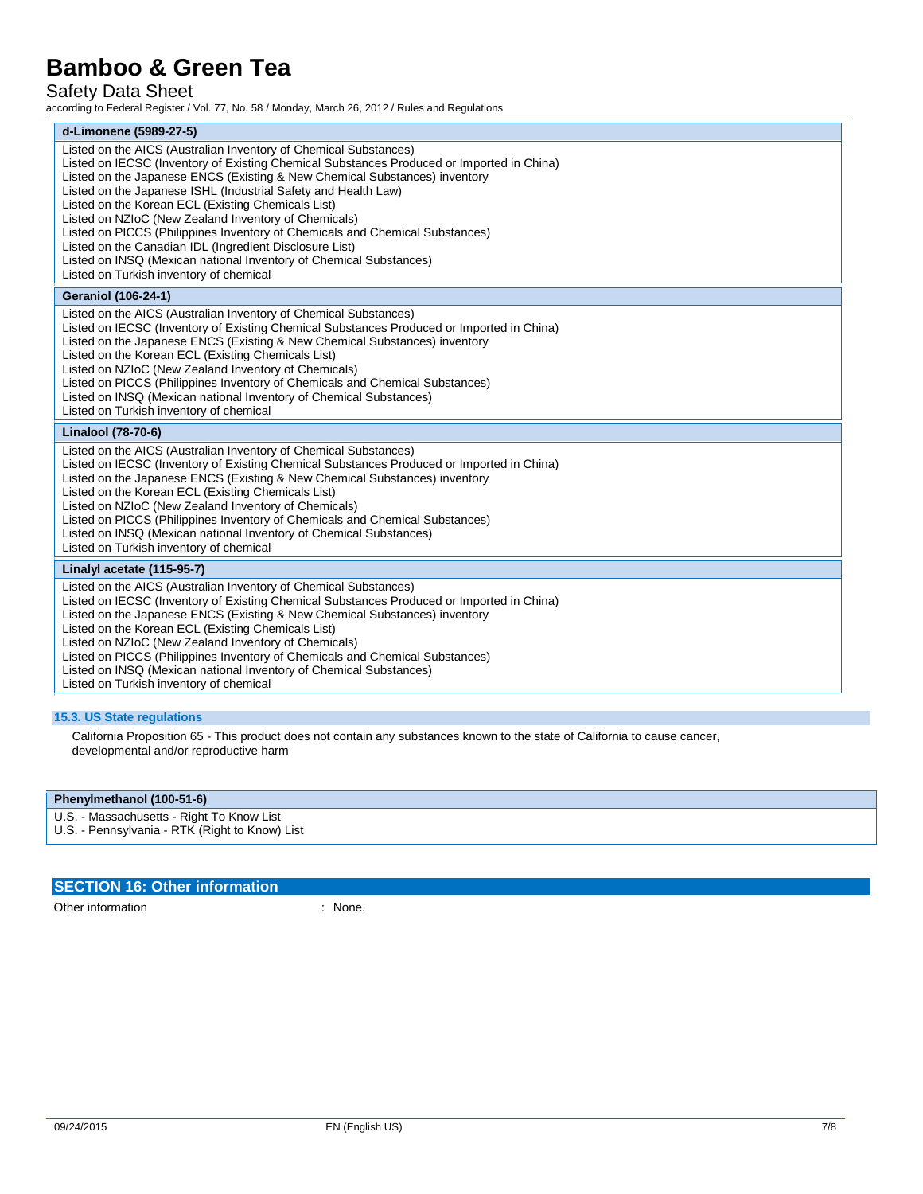| d-Limonene (5989-27-5) |
|---|
| Listed on the AICS (Australian Inventory of Chemical Substances)<br>Listed on IECSC (Inventory of Existing Chemical Substances Produced or Imported in China)<br>Listed on the Japanese ENCS (Existing & New Chemical Substances) inventory<br>Listed on the Japanese ISHL (Industrial Safety and Health Law)<br>Listed on the Korean ECL (Existing Chemicals List)<br>Listed on NZIoC (New Zealand Inventory of Chemicals)<br>Listed on PICCS (Philippines Inventory of Chemicals and Chemical Substances)<br>Listed on the Canadian IDL (Ingredient Disclosure List)<br>Listed on INSQ (Mexican national Inventory of Chemical Substances)<br>Listed on Turkish inventory of chemical |

| Geraniol (106-24-1) |
|---|
| Listed on the AICS (Australian Inventory of Chemical Substances)<br>Listed on IECSC (Inventory of Existing Chemical Substances Produced or Imported in China)<br>Listed on the Japanese ENCS (Existing & New Chemical Substances) inventory<br>Listed on the Korean ECL (Existing Chemicals List)<br>Listed on NZIoC (New Zealand Inventory of Chemicals)<br>Listed on PICCS (Philippines Inventory of Chemicals and Chemical Substances)<br>Listed on INSQ (Mexican national Inventory of Chemical Substances)<br>Listed on Turkish inventory of chemical |

| Linalool (78-70-6) |
|---|
| Listed on the AICS (Australian Inventory of Chemical Substances)<br>Listed on IECSC (Inventory of Existing Chemical Substances Produced or Imported in China)<br>Listed on the Japanese ENCS (Existing & New Chemical Substances) inventory<br>Listed on the Korean ECL (Existing Chemicals List)<br>Listed on NZIoC (New Zealand Inventory of Chemicals)<br>Listed on PICCS (Philippines Inventory of Chemicals and Chemical Substances)<br>Listed on INSQ (Mexican national Inventory of Chemical Substances)<br>Listed on Turkish inventory of chemical |

| Linalyl acetate (115-95-7) |
|---|
| Listed on the AICS (Australian Inventory of Chemical Substances)<br>Listed on IECSC (Inventory of Existing Chemical Substances Produced or Imported in China)<br>Listed on the Japanese ENCS (Existing & New Chemical Substances) inventory<br>Listed on the Korean ECL (Existing Chemicals List)<br>Listed on NZIoC (New Zealand Inventory of Chemicals)<br>Listed on PICCS (Philippines Inventory of Chemicals and Chemical Substances)<br>Listed on INSQ (Mexican national Inventory of Chemical Substances)<br>Listed on Turkish inventory of chemical |

### 15.3. US State regulations

California Proposition 65 - This product does not contain any substances known to the state of California to cause cancer, developmental and/or reproductive harm

| Phenylmethanol (100-51-6) |
|---|
| U.S. - Massachusetts - Right To Know List<br>U.S. - Pennsylvania - RTK (Right to Know) List |

## SECTION 16: Other information

Other information : None.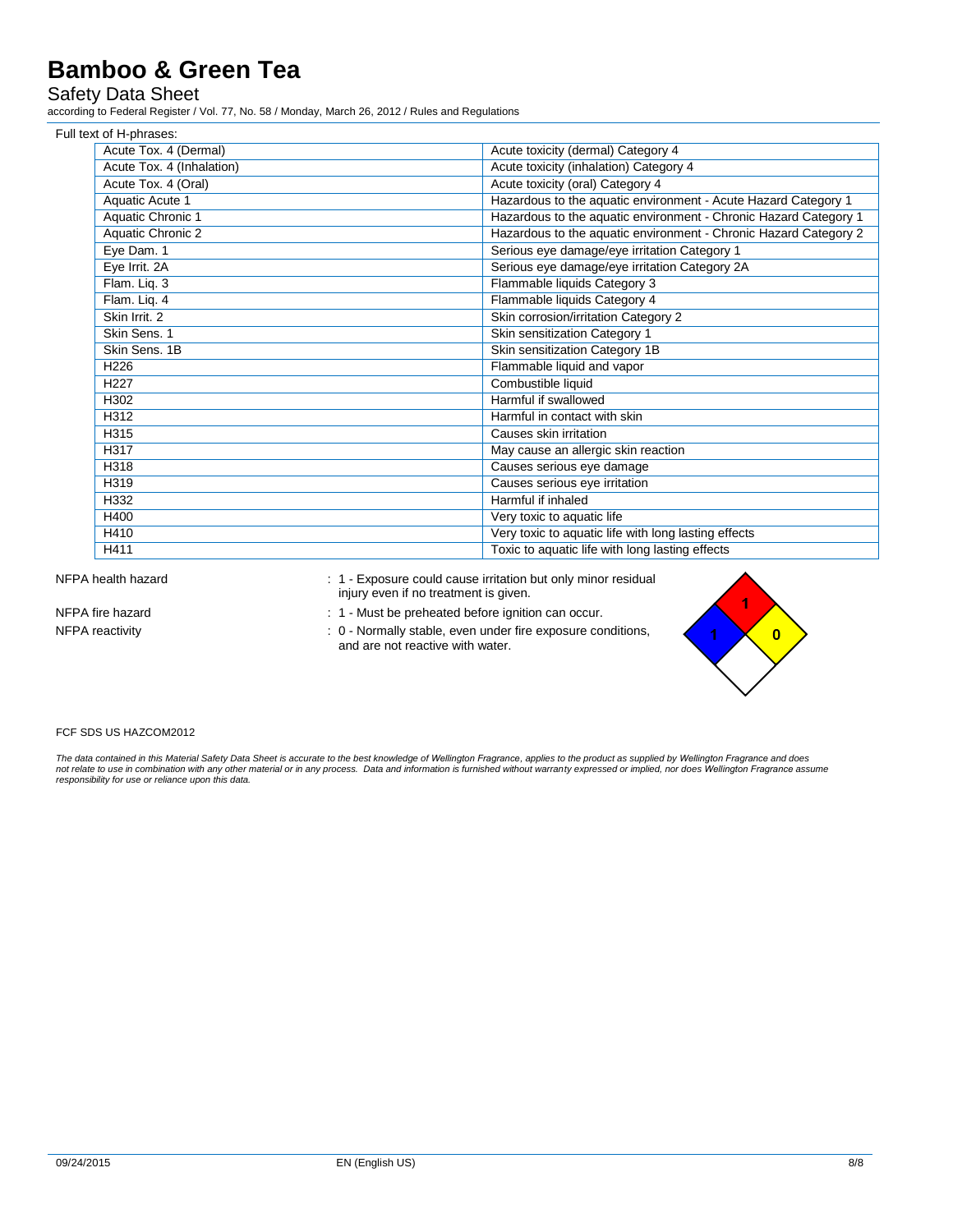# Bamboo & Green Tea

Safety Data Sheet

according to Federal Register / Vol. 77, No. 58 / Monday, March 26, 2012 / Rules and Regulations

Full text of H-phrases:

| | |
|---|---|
| Acute Tox. 4 (Dermal) | Acute toxicity (dermal) Category 4 |
| Acute Tox. 4 (Inhalation) | Acute toxicity (inhalation) Category 4 |
| Acute Tox. 4 (Oral) | Acute toxicity (oral) Category 4 |
| Aquatic Acute 1 | Hazardous to the aquatic environment - Acute Hazard Category 1 |
| Aquatic Chronic 1 | Hazardous to the aquatic environment - Chronic Hazard Category 1 |
| Aquatic Chronic 2 | Hazardous to the aquatic environment - Chronic Hazard Category 2 |
| Eye Dam. 1 | Serious eye damage/eye irritation Category 1 |
| Eye Irrit. 2A | Serious eye damage/eye irritation Category 2A |
| Flam. Liq. 3 | Flammable liquids Category 3 |
| Flam. Liq. 4 | Flammable liquids Category 4 |
| Skin Irrit. 2 | Skin corrosion/irritation Category 2 |
| Skin Sens. 1 | Skin sensitization Category 1 |
| Skin Sens. 1B | Skin sensitization Category 1B |
| H226 | Flammable liquid and vapor |
| H227 | Combustible liquid |
| H302 | Harmful if swallowed |
| H312 | Harmful in contact with skin |
| H315 | Causes skin irritation |
| H317 | May cause an allergic skin reaction |
| H318 | Causes serious eye damage |
| H319 | Causes serious eye irritation |
| H332 | Harmful if inhaled |
| H400 | Very toxic to aquatic life |
| H410 | Very toxic to aquatic life with long lasting effects |
| H411 | Toxic to aquatic life with long lasting effects |

NFPA health hazard : 1 - Exposure could cause irritation but only minor residual injury even if no treatment is given.

NFPA fire hazard : 1 - Must be preheated before ignition can occur.

NFPA reactivity : 0 - Normally stable, even under fire exposure conditions, and are not reactive with water.

1
1
0

FCF SDS US HAZCOM2012

*The data contained in this Material Safety Data Sheet is accurate to the best knowledge of Wellington Fragrance, applies to the product as supplied by Wellington Fragrance and does not relate to use in combination with any other material or in any process. Data and information is furnished without warranty expressed or implied, nor does Wellington Fragrance assume responsibility for use or reliance upon this data.*

09/24/2015 EN (English US)